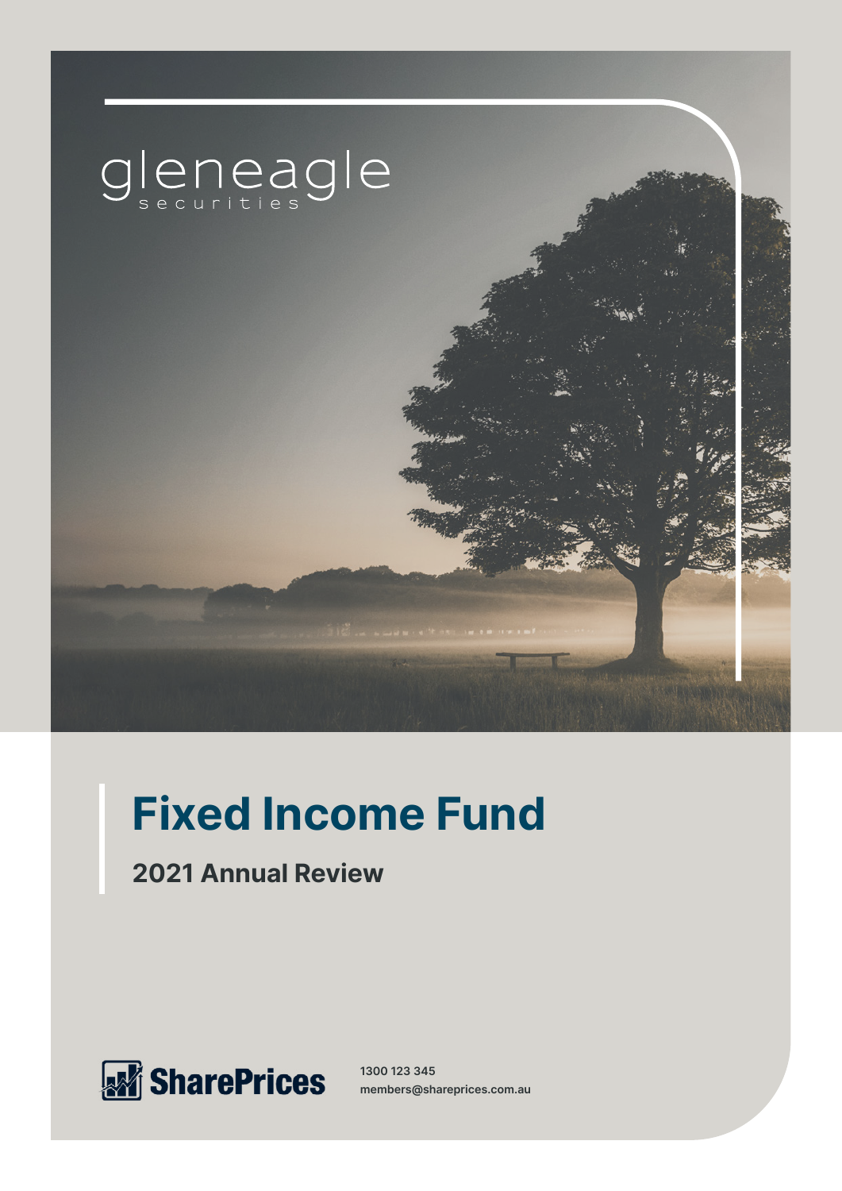gleneagle
securities

# Fixed Income Fund

## 2021 Annual Review

SharePrices

1300 123 345
members@shareprices.com.au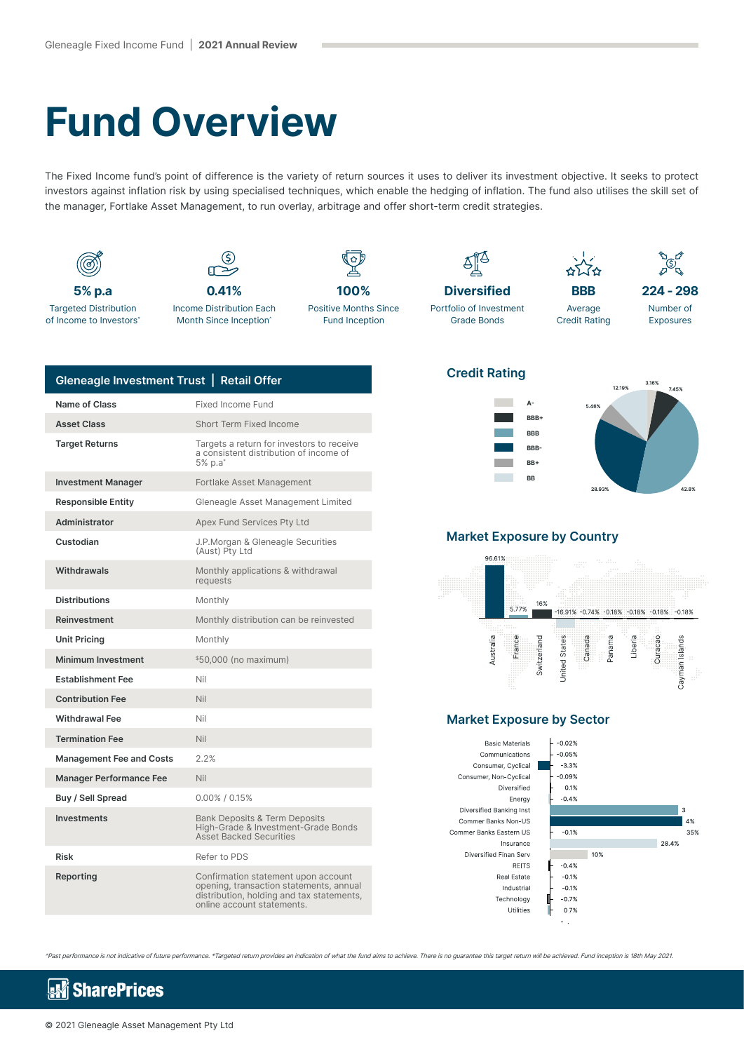# Fund Overview

The Fixed Income fund's point of difference is the variety of return sources it uses to deliver its investment objective. It seeks to protect investors against inflation risk by using specialised techniques, which enable the hedging of inflation. The fund also utilises the skill set of the manager, Fortlake Asset Management, to run overlay, arbitrage and offer short-term credit strategies.

**5% p.a**
Targeted Distribution of Income to Investors*

**0.41%**
Income Distribution Each Month Since Inception^

**100%**
Positive Months Since Fund Inception

**Diversified**
Portfolio of Investment Grade Bonds

**BBB**
Average Credit Rating

**224 - 298**
Number of Exposures

| Gleneagle Investment Trust \| Retail Offer | |
|---|---|
| Name of Class | Fixed Income Fund |
| Asset Class | Short Term Fixed Income |
| Target Returns | Targets a return for investors to receive a consistent distribution of income of 5% p.a* |
| Investment Manager | Fortlake Asset Management |
| Responsible Entity | Gleneagle Asset Management Limited |
| Administrator | Apex Fund Services Pty Ltd |
| Custodian | J.P.Morgan & Gleneagle Securities (Aust) Pty Ltd |
| Withdrawals | Monthly applications & withdrawal requests |
| Distributions | Monthly |
| Reinvestment | Monthly distribution can be reinvested |
| Unit Pricing | Monthly |
| Minimum Investment | $50,000 (no maximum) |
| Establishment Fee | Nil |
| Contribution Fee | Nil |
| Withdrawal Fee | Nil |
| Termination Fee | Nil |
| Management Fee and Costs | 2.2% |
| Manager Performance Fee | Nil |
| Buy / Sell Spread | 0.00% / 0.15% |
| Investments | Bank Deposits & Term Deposits<br>High-Grade & Investment-Grade Bonds<br>Asset Backed Securities |
| Risk | Refer to PDS |
| Reporting | Confirmation statement upon account opening, transaction statements, annual distribution, holding and tax statements, online account statements. |

## Credit Rating

| Rating | % |
|---|---|
| A- | 3.16% |
| BBB+ | 7.45% |
| BBB | 42.8% |
| BBB- | 28.93% |
| BB+ | 5.46% |
| BB | 12.19% |

## Market Exposure by Country

| Country | % |
|---|---|
| Australia | 96.61% |
| France | 5.77% |
| Switzerland | 16% |
| United States | -16.91% |
| Canada | -0.74% |
| Panama | -0.18% |
| Liberia | -0.18% |
| Curacao | -0.18% |
| Cayman Islands | -0.18% |

## Market Exposure by Sector

| Sector | % |
|---|---|
| Basic Materials | -0.02% |
| Communications | -0.05% |
| Consumer, Cyclical | -3.3% |
| Consumer, Non-Cyclical | -0.09% |
| Diversified | 0.1% |
| Energy | -0.4% |
| Diversified Banking Inst | 3 |
| Commer Banks Non-US | 4% |
| Commer Banks Eastern US | -0.1% |
| Insurance | 28.4% |
| Diversified Finan Serv | 10% |
| REITS | -0.4% |
| Real Estate | -0.1% |
| Industrial | -0.1% |
| Technology | -0.7% |
| Utilities | 0 7% |

35%

^Past performance is not indicative of future performance. *Targeted return provides an indication of what the fund aims to achieve. There is no guarantee this target return will be achieved. Fund inception is 18th May 2021.

SharePrices

© 2021 Gleneagle Asset Management Pty Ltd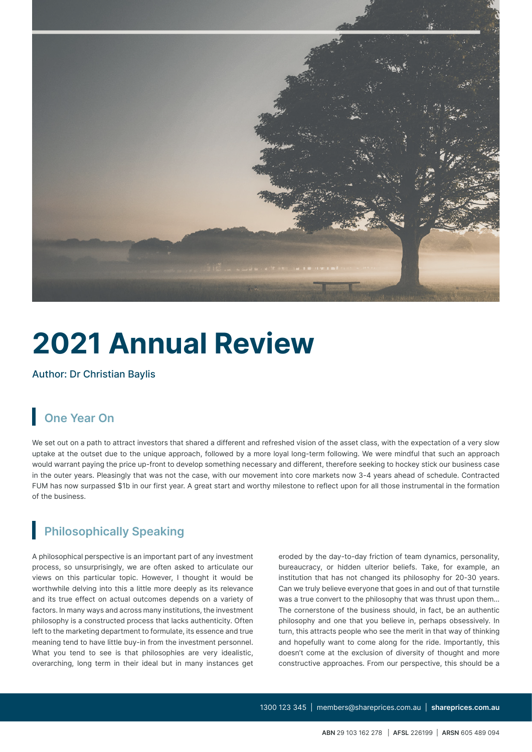# 2021 Annual Review

Author: Dr Christian Baylis

## One Year On

We set out on a path to attract investors that shared a different and refreshed vision of the asset class, with the expectation of a very slow uptake at the outset due to the unique approach, followed by a more loyal long-term following. We were mindful that such an approach would warrant paying the price up-front to develop something necessary and different, therefore seeking to hockey stick our business case in the outer years. Pleasingly that was not the case, with our movement into core markets now 3-4 years ahead of schedule. Contracted FUM has now surpassed $1b in our first year. A great start and worthy milestone to reflect upon for all those instrumental in the formation of the business.

## Philosophically Speaking

A philosophical perspective is an important part of any investment process, so unsurprisingly, we are often asked to articulate our views on this particular topic. However, I thought it would be worthwhile delving into this a little more deeply as its relevance and its true effect on actual outcomes depends on a variety of factors. In many ways and across many institutions, the investment philosophy is a constructed process that lacks authenticity. Often left to the marketing department to formulate, its essence and true meaning tend to have little buy-in from the investment personnel. What you tend to see is that philosophies are very idealistic, overarching, long term in their ideal but in many instances get eroded by the day-to-day friction of team dynamics, personality, bureaucracy, or hidden ulterior beliefs. Take, for example, an institution that has not changed its philosophy for 20-30 years. Can we truly believe everyone that goes in and out of that turnstile was a true convert to the philosophy that was thrust upon them... The cornerstone of the business should, in fact, be an authentic philosophy and one that you believe in, perhaps obsessively. In turn, this attracts people who see the merit in that way of thinking and hopefully want to come along for the ride. Importantly, this doesn't come at the exclusion of diversity of thought and more constructive approaches. From our perspective, this should be a

1300 123 345 | members@shareprices.com.au | **shareprices.com.au**

**ABN** 29 103 162 278 | **AFSL** 226199 | **ARSN** 605 489 094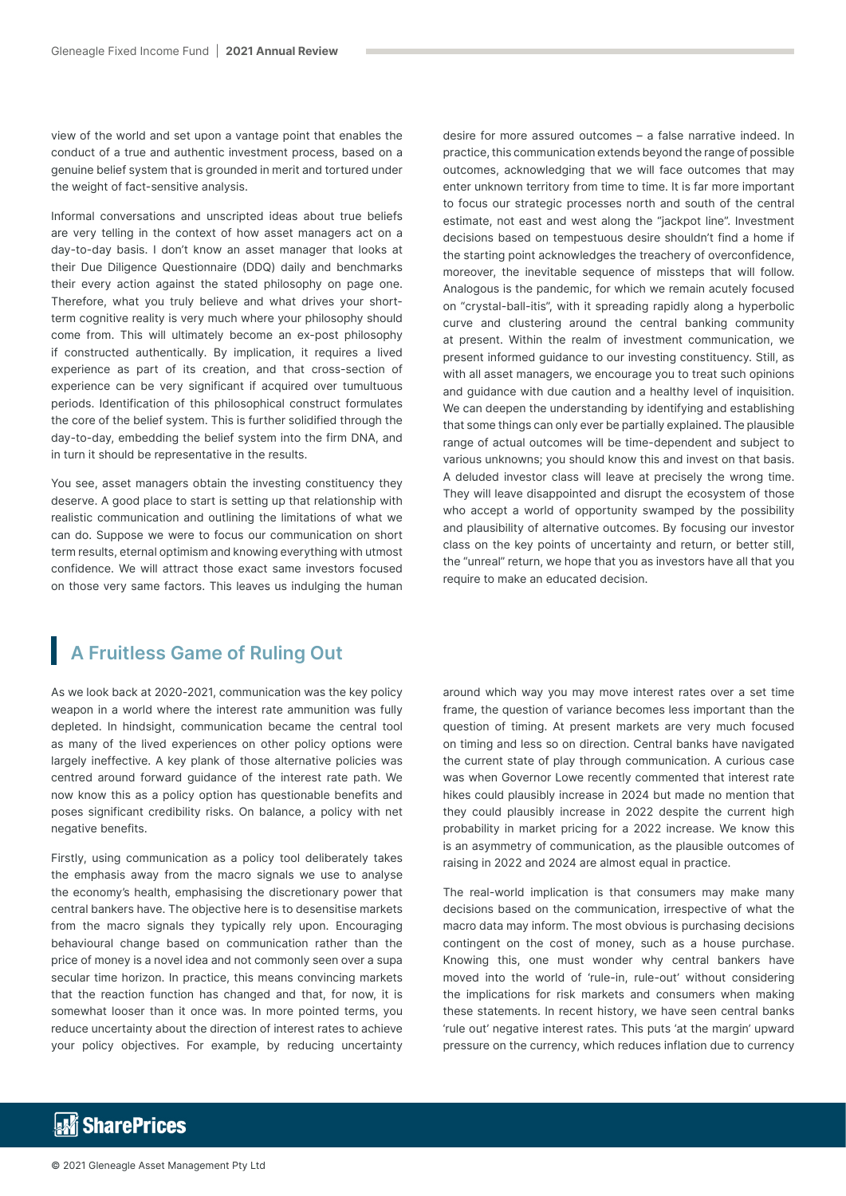view of the world and set upon a vantage point that enables the conduct of a true and authentic investment process, based on a genuine belief system that is grounded in merit and tortured under the weight of fact-sensitive analysis.

Informal conversations and unscripted ideas about true beliefs are very telling in the context of how asset managers act on a day-to-day basis. I don't know an asset manager that looks at their Due Diligence Questionnaire (DDQ) daily and benchmarks their every action against the stated philosophy on page one. Therefore, what you truly believe and what drives your short-term cognitive reality is very much where your philosophy should come from. This will ultimately become an ex-post philosophy if constructed authentically. By implication, it requires a lived experience as part of its creation, and that cross-section of experience can be very significant if acquired over tumultuous periods. Identification of this philosophical construct formulates the core of the belief system. This is further solidified through the day-to-day, embedding the belief system into the firm DNA, and in turn it should be representative in the results.

You see, asset managers obtain the investing constituency they deserve. A good place to start is setting up that relationship with realistic communication and outlining the limitations of what we can do. Suppose we were to focus our communication on short term results, eternal optimism and knowing everything with utmost confidence. We will attract those exact same investors focused on those very same factors. This leaves us indulging the human desire for more assured outcomes – a false narrative indeed. In practice, this communication extends beyond the range of possible outcomes, acknowledging that we will face outcomes that may enter unknown territory from time to time. It is far more important to focus our strategic processes north and south of the central estimate, not east and west along the "jackpot line". Investment decisions based on tempestuous desire shouldn't find a home if the starting point acknowledges the treachery of overconfidence, moreover, the inevitable sequence of missteps that will follow. Analogous is the pandemic, for which we remain acutely focused on "crystal-ball-itis", with it spreading rapidly along a hyperbolic curve and clustering around the central banking community at present. Within the realm of investment communication, we present informed guidance to our investing constituency. Still, as with all asset managers, we encourage you to treat such opinions and guidance with due caution and a healthy level of inquisition. We can deepen the understanding by identifying and establishing that some things can only ever be partially explained. The plausible range of actual outcomes will be time-dependent and subject to various unknowns; you should know this and invest on that basis. A deluded investor class will leave at precisely the wrong time. They will leave disappointed and disrupt the ecosystem of those who accept a world of opportunity swamped by the possibility and plausibility of alternative outcomes. By focusing our investor class on the key points of uncertainty and return, or better still, the "unreal" return, we hope that you as investors have all that you require to make an educated decision.

## A Fruitless Game of Ruling Out

As we look back at 2020-2021, communication was the key policy weapon in a world where the interest rate ammunition was fully depleted. In hindsight, communication became the central tool as many of the lived experiences on other policy options were largely ineffective. A key plank of those alternative policies was centred around forward guidance of the interest rate path. We now know this as a policy option has questionable benefits and poses significant credibility risks. On balance, a policy with net negative benefits.

Firstly, using communication as a policy tool deliberately takes the emphasis away from the macro signals we use to analyse the economy's health, emphasising the discretionary power that central bankers have. The objective here is to desensitise markets from the macro signals they typically rely upon. Encouraging behavioural change based on communication rather than the price of money is a novel idea and not commonly seen over a supa secular time horizon. In practice, this means convincing markets that the reaction function has changed and that, for now, it is somewhat looser than it once was. In more pointed terms, you reduce uncertainty about the direction of interest rates to achieve your policy objectives. For example, by reducing uncertainty around which way you may move interest rates over a set time frame, the question of variance becomes less important than the question of timing. At present markets are very much focused on timing and less so on direction. Central banks have navigated the current state of play through communication. A curious case was when Governor Lowe recently commented that interest rate hikes could plausibly increase in 2024 but made no mention that they could plausibly increase in 2022 despite the current high probability in market pricing for a 2022 increase. We know this is an asymmetry of communication, as the plausible outcomes of raising in 2022 and 2024 are almost equal in practice.

The real-world implication is that consumers may make many decisions based on the communication, irrespective of what the macro data may inform. The most obvious is purchasing decisions contingent on the cost of money, such as a house purchase. Knowing this, one must wonder why central bankers have moved into the world of 'rule-in, rule-out' without considering the implications for risk markets and consumers when making these statements. In recent history, we have seen central banks 'rule out' negative interest rates. This puts 'at the margin' upward pressure on the currency, which reduces inflation due to currency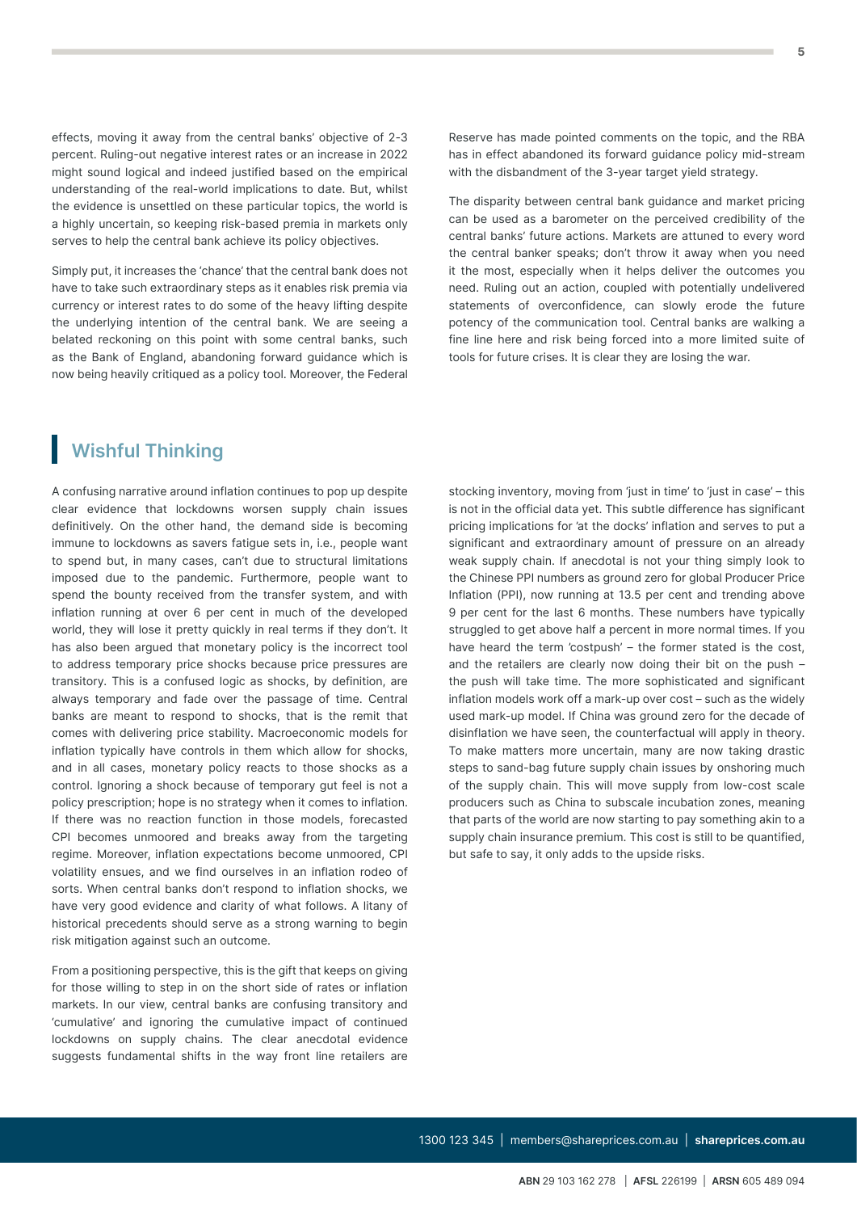effects, moving it away from the central banks' objective of 2-3 percent. Ruling-out negative interest rates or an increase in 2022 might sound logical and indeed justified based on the empirical understanding of the real-world implications to date. But, whilst the evidence is unsettled on these particular topics, the world is a highly uncertain, so keeping risk-based premia in markets only serves to help the central bank achieve its policy objectives.

Simply put, it increases the 'chance' that the central bank does not have to take such extraordinary steps as it enables risk premia via currency or interest rates to do some of the heavy lifting despite the underlying intention of the central bank. We are seeing a belated reckoning on this point with some central banks, such as the Bank of England, abandoning forward guidance which is now being heavily critiqued as a policy tool. Moreover, the Federal Reserve has made pointed comments on the topic, and the RBA has in effect abandoned its forward guidance policy mid-stream with the disbandment of the 3-year target yield strategy.

The disparity between central bank guidance and market pricing can be used as a barometer on the perceived credibility of the central banks' future actions. Markets are attuned to every word the central banker speaks; don't throw it away when you need it the most, especially when it helps deliver the outcomes you need. Ruling out an action, coupled with potentially undelivered statements of overconfidence, can slowly erode the future potency of the communication tool. Central banks are walking a fine line here and risk being forced into a more limited suite of tools for future crises. It is clear they are losing the war.

## Wishful Thinking

A confusing narrative around inflation continues to pop up despite clear evidence that lockdowns worsen supply chain issues definitively. On the other hand, the demand side is becoming immune to lockdowns as savers fatigue sets in, i.e., people want to spend but, in many cases, can't due to structural limitations imposed due to the pandemic. Furthermore, people want to spend the bounty received from the transfer system, and with inflation running at over 6 per cent in much of the developed world, they will lose it pretty quickly in real terms if they don't. It has also been argued that monetary policy is the incorrect tool to address temporary price shocks because price pressures are transitory. This is a confused logic as shocks, by definition, are always temporary and fade over the passage of time. Central banks are meant to respond to shocks, that is the remit that comes with delivering price stability. Macroeconomic models for inflation typically have controls in them which allow for shocks, and in all cases, monetary policy reacts to those shocks as a control. Ignoring a shock because of temporary gut feel is not a policy prescription; hope is no strategy when it comes to inflation. If there was no reaction function in those models, forecasted CPI becomes unmoored and breaks away from the targeting regime. Moreover, inflation expectations become unmoored, CPI volatility ensues, and we find ourselves in an inflation rodeo of sorts. When central banks don't respond to inflation shocks, we have very good evidence and clarity of what follows. A litany of historical precedents should serve as a strong warning to begin risk mitigation against such an outcome.

From a positioning perspective, this is the gift that keeps on giving for those willing to step in on the short side of rates or inflation markets. In our view, central banks are confusing transitory and 'cumulative' and ignoring the cumulative impact of continued lockdowns on supply chains. The clear anecdotal evidence suggests fundamental shifts in the way front line retailers are stocking inventory, moving from 'just in time' to 'just in case' – this is not in the official data yet. This subtle difference has significant pricing implications for 'at the docks' inflation and serves to put a significant and extraordinary amount of pressure on an already weak supply chain. If anecdotal is not your thing simply look to the Chinese PPI numbers as ground zero for global Producer Price Inflation (PPI), now running at 13.5 per cent and trending above 9 per cent for the last 6 months. These numbers have typically struggled to get above half a percent in more normal times. If you have heard the term 'costpush' – the former stated is the cost, and the retailers are clearly now doing their bit on the push – the push will take time. The more sophisticated and significant inflation models work off a mark-up over cost – such as the widely used mark-up model. If China was ground zero for the decade of disinflation we have seen, the counterfactual will apply in theory. To make matters more uncertain, many are now taking drastic steps to sand-bag future supply chain issues by onshoring much of the supply chain. This will move supply from low-cost scale producers such as China to subscale incubation zones, meaning that parts of the world are now starting to pay something akin to a supply chain insurance premium. This cost is still to be quantified, but safe to say, it only adds to the upside risks.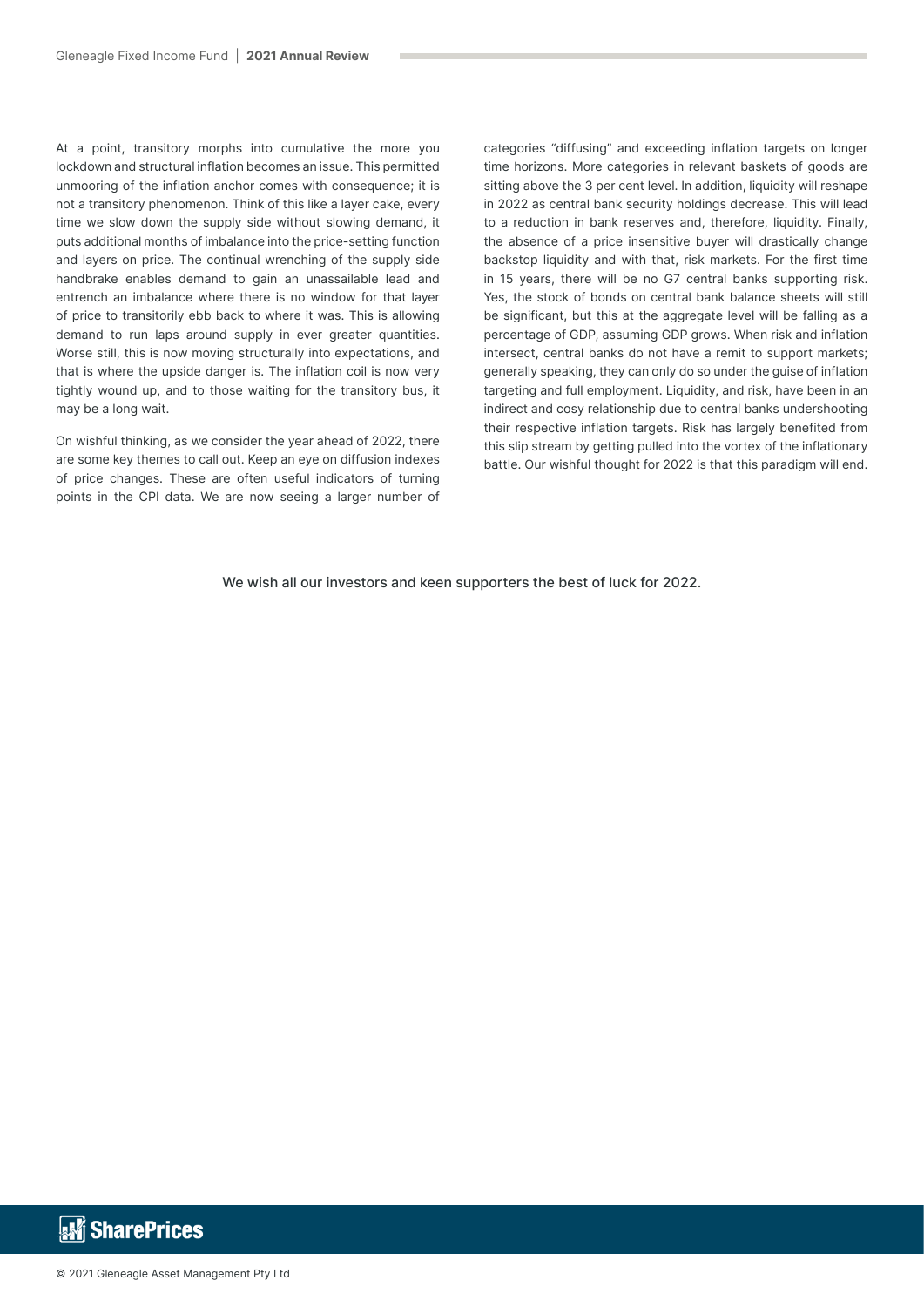At a point, transitory morphs into cumulative the more you lockdown and structural inflation becomes an issue. This permitted unmooring of the inflation anchor comes with consequence; it is not a transitory phenomenon. Think of this like a layer cake, every time we slow down the supply side without slowing demand, it puts additional months of imbalance into the price-setting function and layers on price. The continual wrenching of the supply side handbrake enables demand to gain an unassailable lead and entrench an imbalance where there is no window for that layer of price to transitorily ebb back to where it was. This is allowing demand to run laps around supply in ever greater quantities. Worse still, this is now moving structurally into expectations, and that is where the upside danger is. The inflation coil is now very tightly wound up, and to those waiting for the transitory bus, it may be a long wait.

On wishful thinking, as we consider the year ahead of 2022, there are some key themes to call out. Keep an eye on diffusion indexes of price changes. These are often useful indicators of turning points in the CPI data. We are now seeing a larger number of categories "diffusing" and exceeding inflation targets on longer time horizons. More categories in relevant baskets of goods are sitting above the 3 per cent level. In addition, liquidity will reshape in 2022 as central bank security holdings decrease. This will lead to a reduction in bank reserves and, therefore, liquidity. Finally, the absence of a price insensitive buyer will drastically change backstop liquidity and with that, risk markets. For the first time in 15 years, there will be no G7 central banks supporting risk. Yes, the stock of bonds on central bank balance sheets will still be significant, but this at the aggregate level will be falling as a percentage of GDP, assuming GDP grows. When risk and inflation intersect, central banks do not have a remit to support markets; generally speaking, they can only do so under the guise of inflation targeting and full employment. Liquidity, and risk, have been in an indirect and cosy relationship due to central banks undershooting their respective inflation targets. Risk has largely benefited from this slip stream by getting pulled into the vortex of the inflationary battle. Our wishful thought for 2022 is that this paradigm will end.

We wish all our investors and keen supporters the best of luck for 2022.

© 2021 Gleneagle Asset Management Pty Ltd